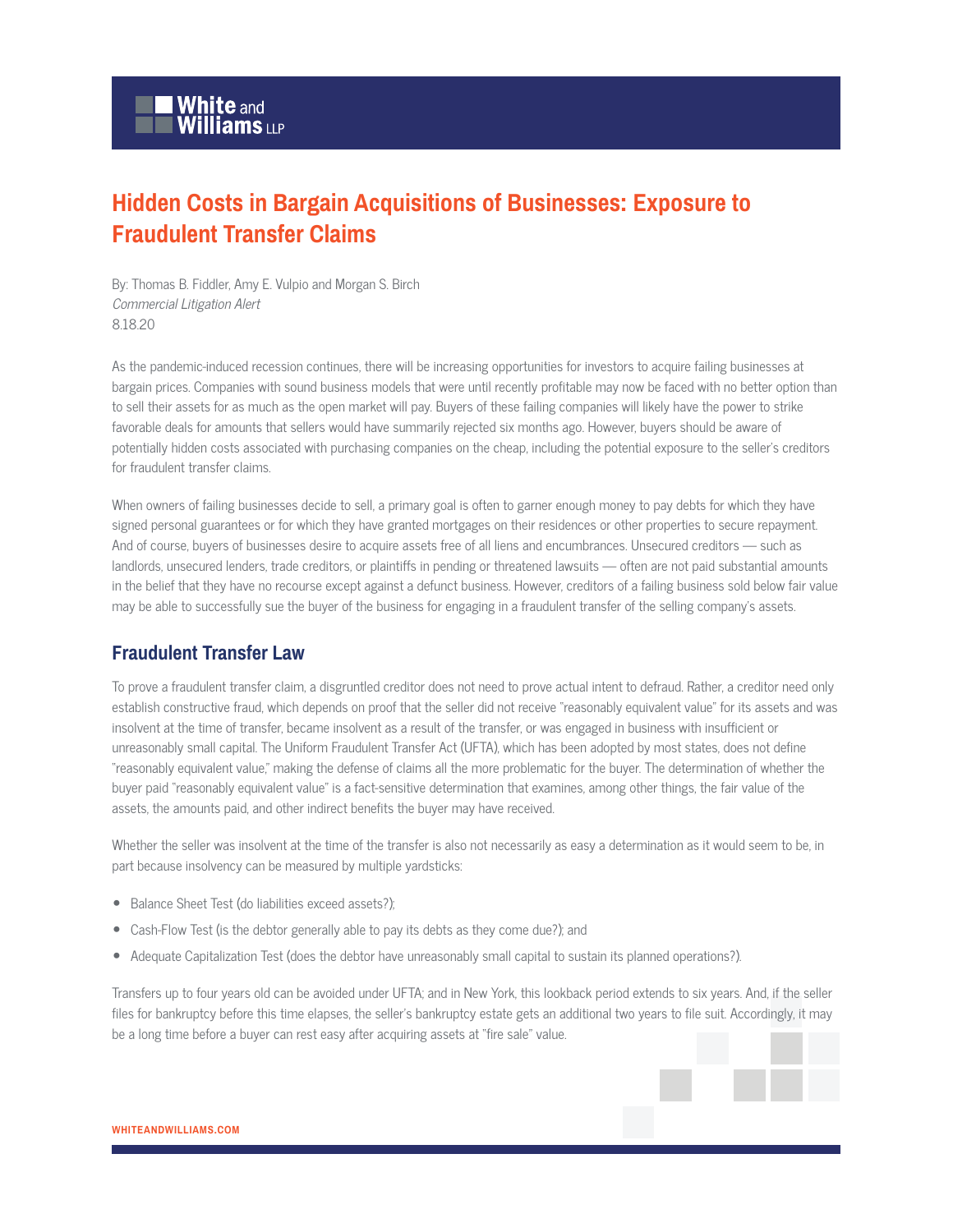# Hidden Costs in Bargain Acquisitions of Businesses: Exposure to Fraudulent Transfer Claims

By: Thomas B. Fiddler, Amy E. Vulpio and Morgan S. Birch
*Commercial Litigation Alert*
8.18.20

As the pandemic-induced recession continues, there will be increasing opportunities for investors to acquire failing businesses at bargain prices. Companies with sound business models that were until recently profitable may now be faced with no better option than to sell their assets for as much as the open market will pay. Buyers of these failing companies will likely have the power to strike favorable deals for amounts that sellers would have summarily rejected six months ago. However, buyers should be aware of potentially hidden costs associated with purchasing companies on the cheap, including the potential exposure to the seller's creditors for fraudulent transfer claims.

When owners of failing businesses decide to sell, a primary goal is often to garner enough money to pay debts for which they have signed personal guarantees or for which they have granted mortgages on their residences or other properties to secure repayment. And of course, buyers of businesses desire to acquire assets free of all liens and encumbrances. Unsecured creditors — such as landlords, unsecured lenders, trade creditors, or plaintiffs in pending or threatened lawsuits — often are not paid substantial amounts in the belief that they have no recourse except against a defunct business. However, creditors of a failing business sold below fair value may be able to successfully sue the buyer of the business for engaging in a fraudulent transfer of the selling company's assets.

## Fraudulent Transfer Law

To prove a fraudulent transfer claim, a disgruntled creditor does not need to prove actual intent to defraud. Rather, a creditor need only establish constructive fraud, which depends on proof that the seller did not receive "reasonably equivalent value" for its assets and was insolvent at the time of transfer, became insolvent as a result of the transfer, or was engaged in business with insufficient or unreasonably small capital. The Uniform Fraudulent Transfer Act (UFTA), which has been adopted by most states, does not define "reasonably equivalent value," making the defense of claims all the more problematic for the buyer. The determination of whether the buyer paid "reasonably equivalent value" is a fact-sensitive determination that examines, among other things, the fair value of the assets, the amounts paid, and other indirect benefits the buyer may have received.

Whether the seller was insolvent at the time of the transfer is also not necessarily as easy a determination as it would seem to be, in part because insolvency can be measured by multiple yardsticks:

- Balance Sheet Test (do liabilities exceed assets?);
- Cash-Flow Test (is the debtor generally able to pay its debts as they come due?); and
- Adequate Capitalization Test (does the debtor have unreasonably small capital to sustain its planned operations?).

Transfers up to four years old can be avoided under UFTA; and in New York, this lookback period extends to six years. And, if the seller files for bankruptcy before this time elapses, the seller's bankruptcy estate gets an additional two years to file suit. Accordingly, it may be a long time before a buyer can rest easy after acquiring assets at "fire sale" value.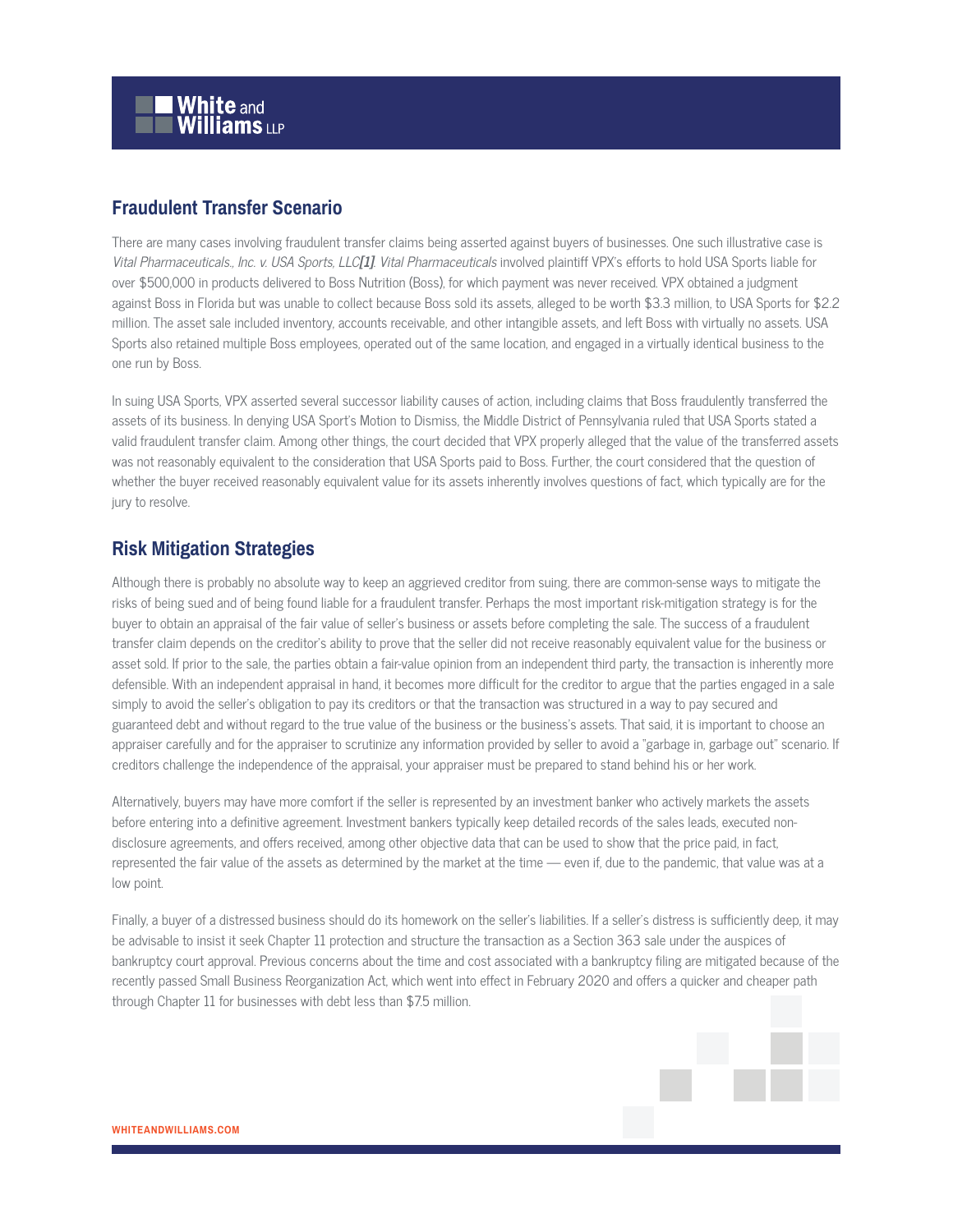## Fraudulent Transfer Scenario

There are many cases involving fraudulent transfer claims being asserted against buyers of businesses. One such illustrative case is *Vital Pharmaceuticals., Inc. v. USA Sports, LLC*[1]. *Vital Pharmaceuticals* involved plaintiff VPX's efforts to hold USA Sports liable for over $500,000 in products delivered to Boss Nutrition (Boss), for which payment was never received. VPX obtained a judgment against Boss in Florida but was unable to collect because Boss sold its assets, alleged to be worth $3.3 million, to USA Sports for $2.2 million. The asset sale included inventory, accounts receivable, and other intangible assets, and left Boss with virtually no assets. USA Sports also retained multiple Boss employees, operated out of the same location, and engaged in a virtually identical business to the one run by Boss.

In suing USA Sports, VPX asserted several successor liability causes of action, including claims that Boss fraudulently transferred the assets of its business. In denying USA Sport's Motion to Dismiss, the Middle District of Pennsylvania ruled that USA Sports stated a valid fraudulent transfer claim. Among other things, the court decided that VPX properly alleged that the value of the transferred assets was not reasonably equivalent to the consideration that USA Sports paid to Boss. Further, the court considered that the question of whether the buyer received reasonably equivalent value for its assets inherently involves questions of fact, which typically are for the jury to resolve.

## Risk Mitigation Strategies

Although there is probably no absolute way to keep an aggrieved creditor from suing, there are common-sense ways to mitigate the risks of being sued and of being found liable for a fraudulent transfer. Perhaps the most important risk-mitigation strategy is for the buyer to obtain an appraisal of the fair value of seller's business or assets before completing the sale. The success of a fraudulent transfer claim depends on the creditor's ability to prove that the seller did not receive reasonably equivalent value for the business or asset sold. If prior to the sale, the parties obtain a fair-value opinion from an independent third party, the transaction is inherently more defensible. With an independent appraisal in hand, it becomes more difficult for the creditor to argue that the parties engaged in a sale simply to avoid the seller's obligation to pay its creditors or that the transaction was structured in a way to pay secured and guaranteed debt and without regard to the true value of the business or the business's assets. That said, it is important to choose an appraiser carefully and for the appraiser to scrutinize any information provided by seller to avoid a "garbage in, garbage out" scenario. If creditors challenge the independence of the appraisal, your appraiser must be prepared to stand behind his or her work.

Alternatively, buyers may have more comfort if the seller is represented by an investment banker who actively markets the assets before entering into a definitive agreement. Investment bankers typically keep detailed records of the sales leads, executed non-disclosure agreements, and offers received, among other objective data that can be used to show that the price paid, in fact, represented the fair value of the assets as determined by the market at the time — even if, due to the pandemic, that value was at a low point.

Finally, a buyer of a distressed business should do its homework on the seller's liabilities. If a seller's distress is sufficiently deep, it may be advisable to insist it seek Chapter 11 protection and structure the transaction as a Section 363 sale under the auspices of bankruptcy court approval. Previous concerns about the time and cost associated with a bankruptcy filing are mitigated because of the recently passed Small Business Reorganization Act, which went into effect in February 2020 and offers a quicker and cheaper path through Chapter 11 for businesses with debt less than $7.5 million.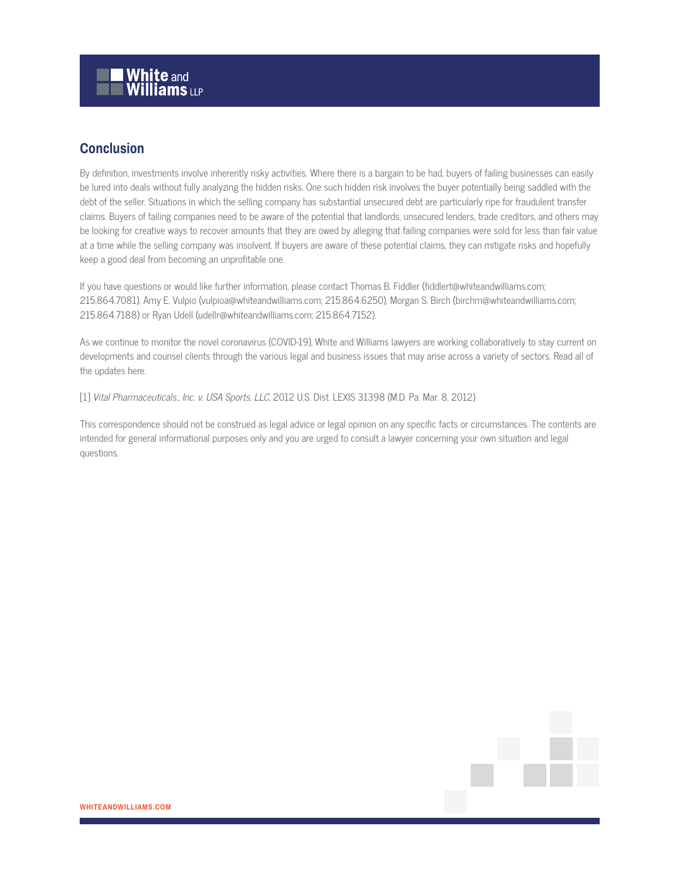## Conclusion

By definition, investments involve inherently risky activities. Where there is a bargain to be had, buyers of failing businesses can easily be lured into deals without fully analyzing the hidden risks. One such hidden risk involves the buyer potentially being saddled with the debt of the seller. Situations in which the selling company has substantial unsecured debt are particularly ripe for fraudulent transfer claims. Buyers of failing companies need to be aware of the potential that landlords, unsecured lenders, trade creditors, and others may be looking for creative ways to recover amounts that they are owed by alleging that failing companies were sold for less than fair value at a time while the selling company was insolvent. If buyers are aware of these potential claims, they can mitigate risks and hopefully keep a good deal from becoming an unprofitable one.

If you have questions or would like further information, please contact Thomas B. Fiddler (fiddlert@whiteandwilliams.com; 215.864.7081), Amy E. Vulpio (vulpioa@whiteandwilliams.com; 215.864.6250), Morgan S. Birch (birchm@whiteandwilliams.com; 215.864.7188) or Ryan Udell (udellr@whiteandwilliams.com; 215.864.7152).

As we continue to monitor the novel coronavirus (COVID-19), White and Williams lawyers are working collaboratively to stay current on developments and counsel clients through the various legal and business issues that may arise across a variety of sectors. Read all of the updates here.

[1] *Vital Pharmaceuticals., Inc. v. USA Sports, LLC*, 2012 U.S. Dist. LEXIS 31398 (M.D. Pa. Mar. 8, 2012)

This correspondence should not be construed as legal advice or legal opinion on any specific facts or circumstances. The contents are intended for general informational purposes only and you are urged to consult a lawyer concerning your own situation and legal questions.